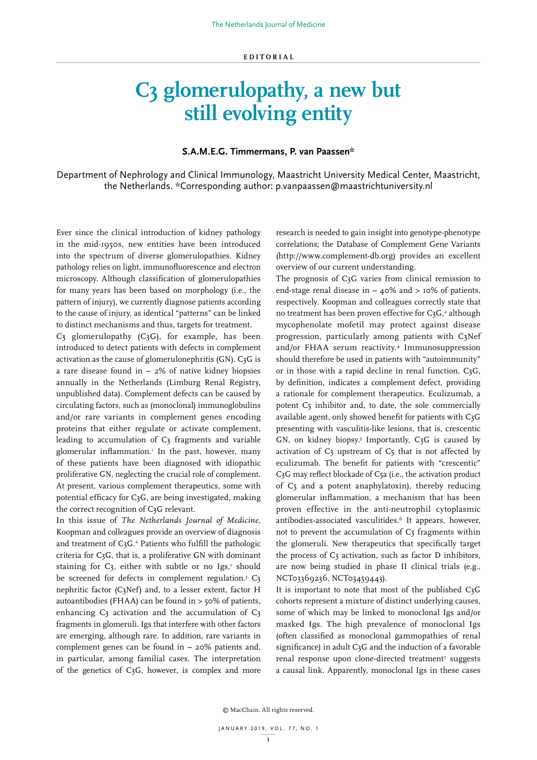EDITORIAL

# C3 glomerulopathy, a new but still evolving entity

**S.A.M.E.G. Timmermans, P. van Paassen***

Department of Nephrology and Clinical Immunology, Maastricht University Medical Center, Maastricht, the Netherlands. *Corresponding author: p.vanpaassen@maastrichtuniversity.nl

Ever since the clinical introduction of kidney pathology in the mid-1950s, new entities have been introduced into the spectrum of diverse glomerulopathies. Kidney pathology relies on light, immunofluorescence and electron microscopy. Although classification of glomerulopathies for many years has been based on morphology (i.e., the pattern of injury), we currently diagnose patients according to the cause of injury, as identical "patterns" can be linked to distinct mechanisms and thus, targets for treatment.

C3 glomerulopathy (C3G), for example, has been introduced to detect patients with defects in complement activation as the cause of glomerulonephritis (GN). C3G is a rare disease found in ~ 2% of native kidney biopsies annually in the Netherlands (Limburg Renal Registry, unpublished data). Complement defects can be caused by circulating factors, such as (monoclonal) immunoglobulins and/or rare variants in complement genes encoding proteins that either regulate or activate complement, leading to accumulation of C3 fragments and variable glomerular inflammation.[1] In the past, however, many of these patients have been diagnosed with idiopathic proliferative GN, neglecting the crucial role of complement. At present, various complement therapeutics, some with potential efficacy for C3G, are being investigated, making the correct recognition of C3G relevant.

In this issue of *The Netherlands Journal of Medicine*, Koopman and colleagues provide an overview of diagnosis and treatment of C3G.[2] Patients who fulfill the pathologic criteria for C3G, that is, a proliferative GN with dominant staining for C3, either with subtle or no Igs,[1] should be screened for defects in complement regulation.[3] C3 nephritic factor (C3Nef) and, to a lesser extent, factor H autoantibodies (FHAA) can be found in > 50% of patients, enhancing C3 activation and the accumulation of C3 fragments in glomeruli. Igs that interfere with other factors are emerging, although rare. In addition, rare variants in complement genes can be found in ~ 20% patients and, in particular, among familial cases. The interpretation of the genetics of C3G, however, is complex and more research is needed to gain insight into genotype-phenotype correlations; the Database of Complement Gene Variants (http://www.complement-db.org) provides an excellent overview of our current understanding.

The prognosis of C3G varies from clinical remission to end-stage renal disease in ~ 40% and > 10% of patients, respectively. Koopman and colleagues correctly state that no treatment has been proven effective for C3G,[2] although mycophenolate mofetil may protect against disease progression, particularly among patients with C3Nef and/or FHAA serum reactivity.[4] Immunosuppression should therefore be used in patients with "autoimmunity" or in those with a rapid decline in renal function. C3G, by definition, indicates a complement defect, providing a rationale for complement therapeutics. Eculizumab, a potent C5 inhibitor and, to date, the sole commercially available agent, only showed benefit for patients with C3G presenting with vasculitis-like lesions, that is, crescentic GN, on kidney biopsy.[5] Importantly, C3G is caused by activation of C3 upstream of C5 that is not affected by eculizumab. The benefit for patients with "crescentic" C3G may reflect blockade of C5a (i.e., the activation product of C5 and a potent anaphylatoxin), thereby reducing glomerular inflammation, a mechanism that has been proven effective in the anti-neutrophil cytoplasmic antibodies-associated vasculitides.[6] It appears, however, not to prevent the accumulation of C3 fragments within the glomeruli. New therapeutics that specifically target the process of C3 activation, such as factor D inhibitors, are now being studied in phase II clinical trials (e.g., NCT03369236, NCT03459443).

It is important to note that most of the published C3G cohorts represent a mixture of distinct underlying causes, some of which may be linked to monoclonal Igs and/or masked Igs. The high prevalence of monoclonal Igs (often classified as monoclonal gammopathies of renal significance) in adult C3G and the induction of a favorable renal response upon clone-directed treatment[7] suggests a causal link. Apparently, monoclonal Igs in these cases

© MacChain. All rights reserved.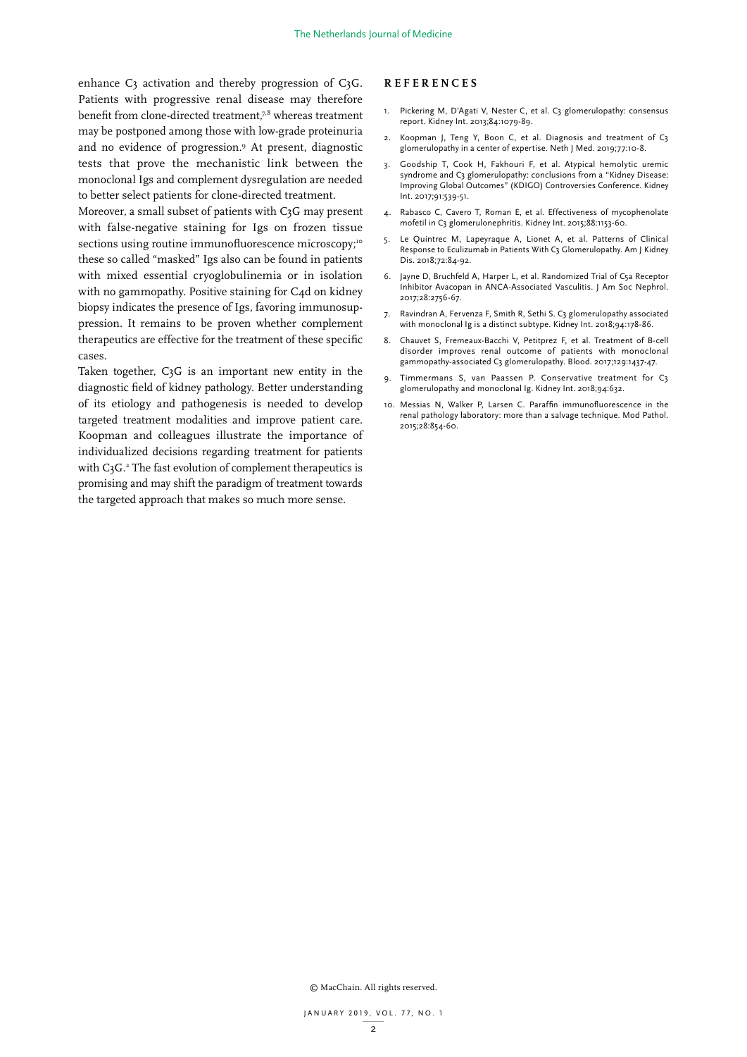enhance C3 activation and thereby progression of C3G. Patients with progressive renal disease may therefore benefit from clone-directed treatment,[7,8] whereas treatment may be postponed among those with low-grade proteinuria and no evidence of progression.[9] At present, diagnostic tests that prove the mechanistic link between the monoclonal Igs and complement dysregulation are needed to better select patients for clone-directed treatment.

Moreover, a small subset of patients with C3G may present with false-negative staining for Igs on frozen tissue sections using routine immunofluorescence microscopy;[10] these so called "masked" Igs also can be found in patients with mixed essential cryoglobulinemia or in isolation with no gammopathy. Positive staining for C4d on kidney biopsy indicates the presence of Igs, favoring immunosuppression. It remains to be proven whether complement therapeutics are effective for the treatment of these specific cases.

Taken together, C3G is an important new entity in the diagnostic field of kidney pathology. Better understanding of its etiology and pathogenesis is needed to develop targeted treatment modalities and improve patient care. Koopman and colleagues illustrate the importance of individualized decisions regarding treatment for patients with C3G.[2] The fast evolution of complement therapeutics is promising and may shift the paradigm of treatment towards the targeted approach that makes so much more sense.

## REFERENCES

1. Pickering M, D'Agati V, Nester C, et al. C3 glomerulopathy: consensus report. Kidney Int. 2013;84:1079-89.
2. Koopman J, Teng Y, Boon C, et al. Diagnosis and treatment of C3 glomerulopathy in a center of expertise. Neth J Med. 2019;77:10-8.
3. Goodship T, Cook H, Fakhouri F, et al. Atypical hemolytic uremic syndrome and C3 glomerulopathy: conclusions from a "Kidney Disease: Improving Global Outcomes" (KDIGO) Controversies Conference. Kidney Int. 2017;91:539-51.
4. Rabasco C, Cavero T, Roman E, et al. Effectiveness of mycophenolate mofetil in C3 glomerulonephritis. Kidney Int. 2015;88:1153-60.
5. Le Quintrec M, Lapeyraque A, Lionet A, et al. Patterns of Clinical Response to Eculizumab in Patients With C3 Glomerulopathy. Am J Kidney Dis. 2018;72:84-92.
6. Jayne D, Bruchfeld A, Harper L, et al. Randomized Trial of C5a Receptor Inhibitor Avacopan in ANCA-Associated Vasculitis. J Am Soc Nephrol. 2017;28:2756-67.
7. Ravindran A, Fervenza F, Smith R, Sethi S. C3 glomerulopathy associated with monoclonal Ig is a distinct subtype. Kidney Int. 2018;94:178-86.
8. Chauvet S, Fremeaux-Bacchi V, Petitprez F, et al. Treatment of B-cell disorder improves renal outcome of patients with monoclonal gammopathy-associated C3 glomerulopathy. Blood. 2017;129:1437-47.
9. Timmermans S, van Paassen P. Conservative treatment for C3 glomerulopathy and monoclonal Ig. Kidney Int. 2018;94:632.
10. Messias N, Walker P, Larsen C. Paraffin immunofluorescence in the renal pathology laboratory: more than a salvage technique. Mod Pathol. 2015;28:854-60.

© MacChain. All rights reserved.